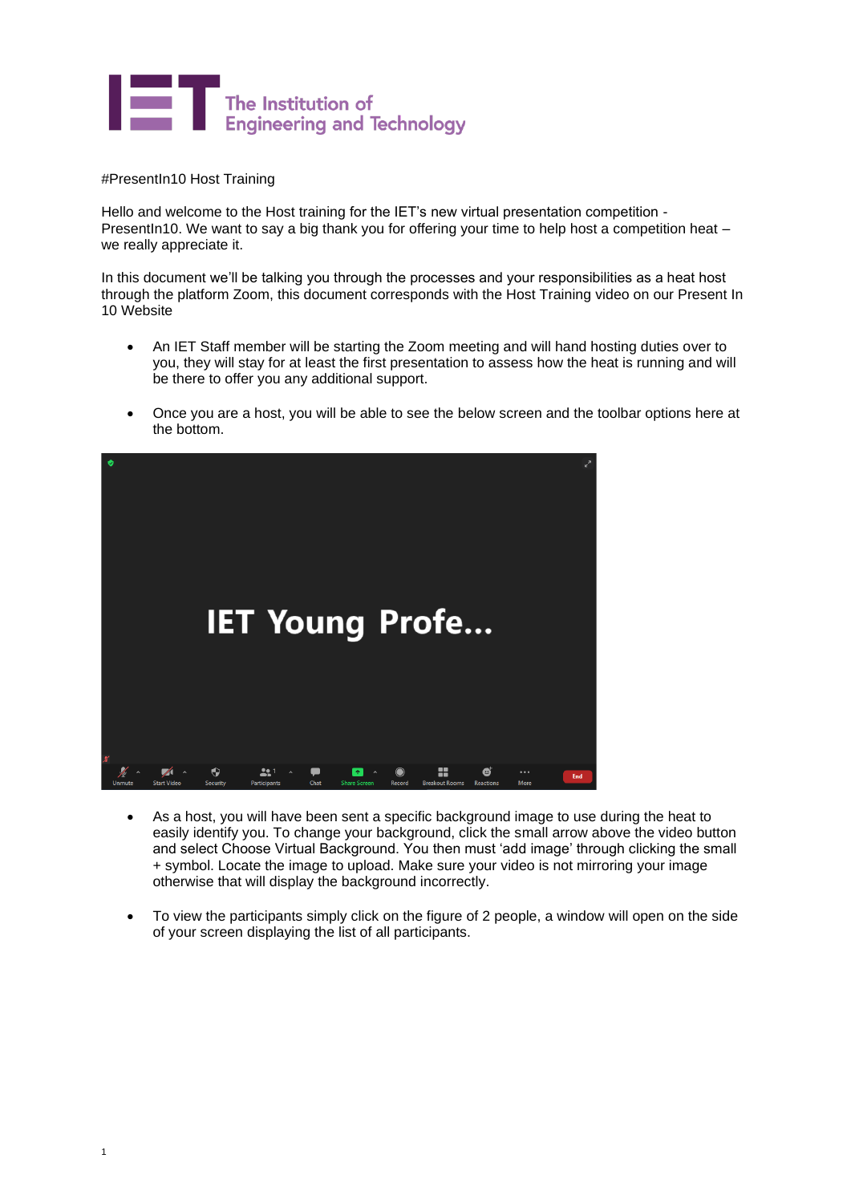The Institution of Engineering and Technology

#PresentIn10 Host Training

Hello and welcome to the Host training for the IET's new virtual presentation competition - PresentIn10. We want to say a big thank you for offering your time to help host a competition heat – we really appreciate it.

In this document we'll be talking you through the processes and your responsibilities as a heat host through the platform Zoom, this document corresponds with the Host Training video on our Present In 10 Website

- An IET Staff member will be starting the Zoom meeting and will hand hosting duties over to you, they will stay for at least the first presentation to assess how the heat is running and will be there to offer you any additional support.

- Once you are a host, you will be able to see the below screen and the toolbar options here at the bottom.

- As a host, you will have been sent a specific background image to use during the heat to easily identify you. To change your background, click the small arrow above the video button and select Choose Virtual Background. You then must 'add image' through clicking the small + symbol. Locate the image to upload. Make sure your video is not mirroring your image otherwise that will display the background incorrectly.

- To view the participants simply click on the figure of 2 people, a window will open on the side of your screen displaying the list of all participants.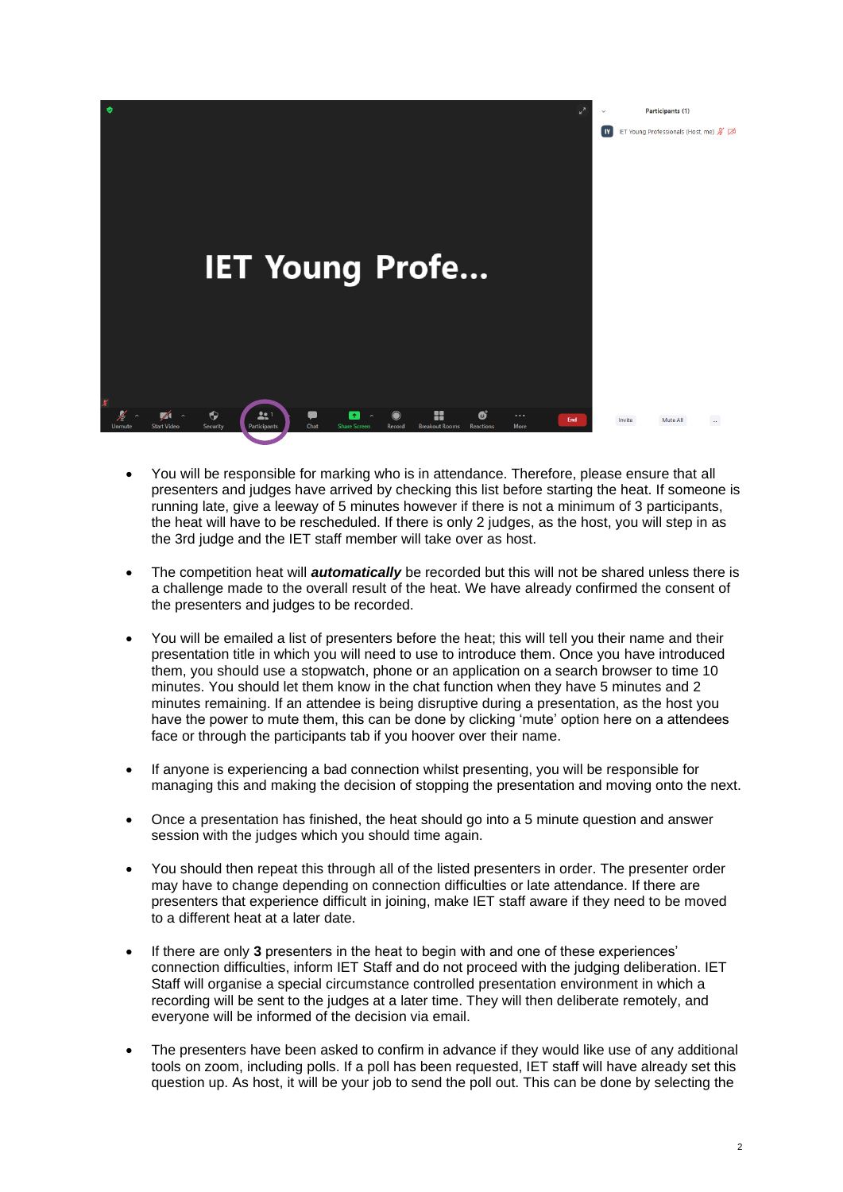- You will be responsible for marking who is in attendance. Therefore, please ensure that all presenters and judges have arrived by checking this list before starting the heat. If someone is running late, give a leeway of 5 minutes however if there is not a minimum of 3 participants, the heat will have to be rescheduled. If there is only 2 judges, as the host, you will step in as the 3rd judge and the IET staff member will take over as host.

- The competition heat will ***automatically*** be recorded but this will not be shared unless there is a challenge made to the overall result of the heat. We have already confirmed the consent of the presenters and judges to be recorded.

- You will be emailed a list of presenters before the heat; this will tell you their name and their presentation title in which you will need to use to introduce them. Once you have introduced them, you should use a stopwatch, phone or an application on a search browser to time 10 minutes. You should let them know in the chat function when they have 5 minutes and 2 minutes remaining. If an attendee is being disruptive during a presentation, as the host you have the power to mute them, this can be done by clicking 'mute' option here on a attendees face or through the participants tab if you hoover over their name.

- If anyone is experiencing a bad connection whilst presenting, you will be responsible for managing this and making the decision of stopping the presentation and moving onto the next.

- Once a presentation has finished, the heat should go into a 5 minute question and answer session with the judges which you should time again.

- You should then repeat this through all of the listed presenters in order. The presenter order may have to change depending on connection difficulties or late attendance. If there are presenters that experience difficult in joining, make IET staff aware if they need to be moved to a different heat at a later date.

- If there are only **3** presenters in the heat to begin with and one of these experiences' connection difficulties, inform IET Staff and do not proceed with the judging deliberation. IET Staff will organise a special circumstance controlled presentation environment in which a recording will be sent to the judges at a later time. They will then deliberate remotely, and everyone will be informed of the decision via email.

- The presenters have been asked to confirm in advance if they would like use of any additional tools on zoom, including polls. If a poll has been requested, IET staff will have already set this question up. As host, it will be your job to send the poll out. This can be done by selecting the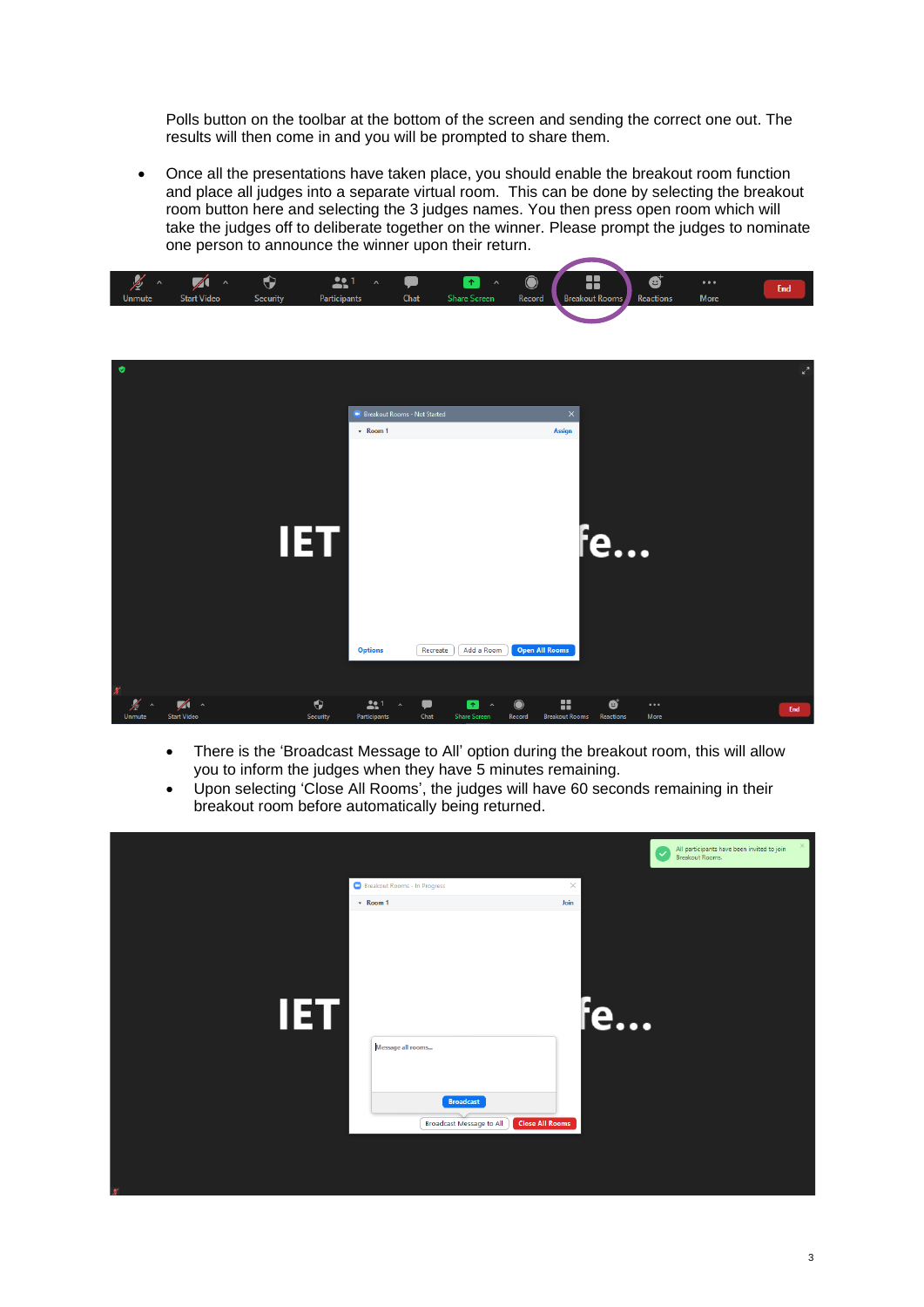Polls button on the toolbar at the bottom of the screen and sending the correct one out. The results will then come in and you will be prompted to share them.

- Once all the presentations have taken place, you should enable the breakout room function and place all judges into a separate virtual room. This can be done by selecting the breakout room button here and selecting the 3 judges names. You then press open room which will take the judges off to deliberate together on the winner. Please prompt the judges to nominate one person to announce the winner upon their return.

  - There is the 'Broadcast Message to All' option during the breakout room, this will allow you to inform the judges when they have 5 minutes remaining.
  - Upon selecting 'Close All Rooms', the judges will have 60 seconds remaining in their breakout room before automatically being returned.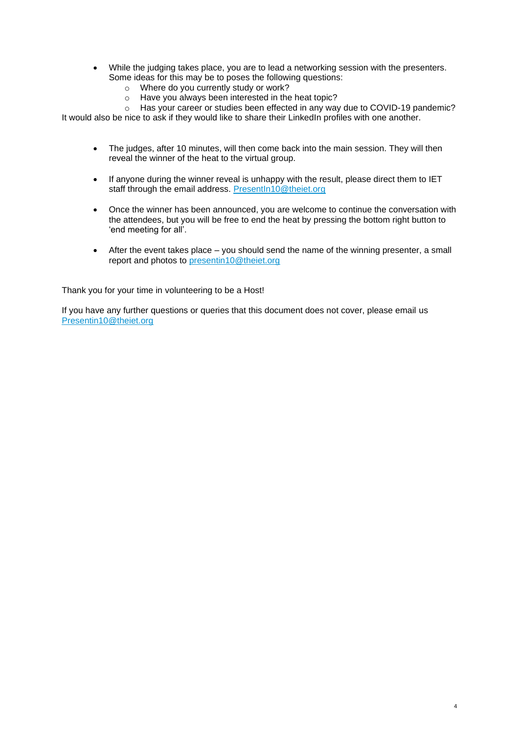- While the judging takes place, you are to lead a networking session with the presenters. Some ideas for this may be to poses the following questions:
    - Where do you currently study or work?
    - Have you always been interested in the heat topic?
    - Has your career or studies been effected in any way due to COVID-19 pandemic?

It would also be nice to ask if they would like to share their LinkedIn profiles with one another.

- The judges, after 10 minutes, will then come back into the main session. They will then reveal the winner of the heat to the virtual group.

- If anyone during the winner reveal is unhappy with the result, please direct them to IET staff through the email address. PresentIn10@theiet.org

- Once the winner has been announced, you are welcome to continue the conversation with the attendees, but you will be free to end the heat by pressing the bottom right button to 'end meeting for all'.

- After the event takes place – you should send the name of the winning presenter, a small report and photos to presentin10@theiet.org

Thank you for your time in volunteering to be a Host!

If you have any further questions or queries that this document does not cover, please email us Presentin10@theiet.org